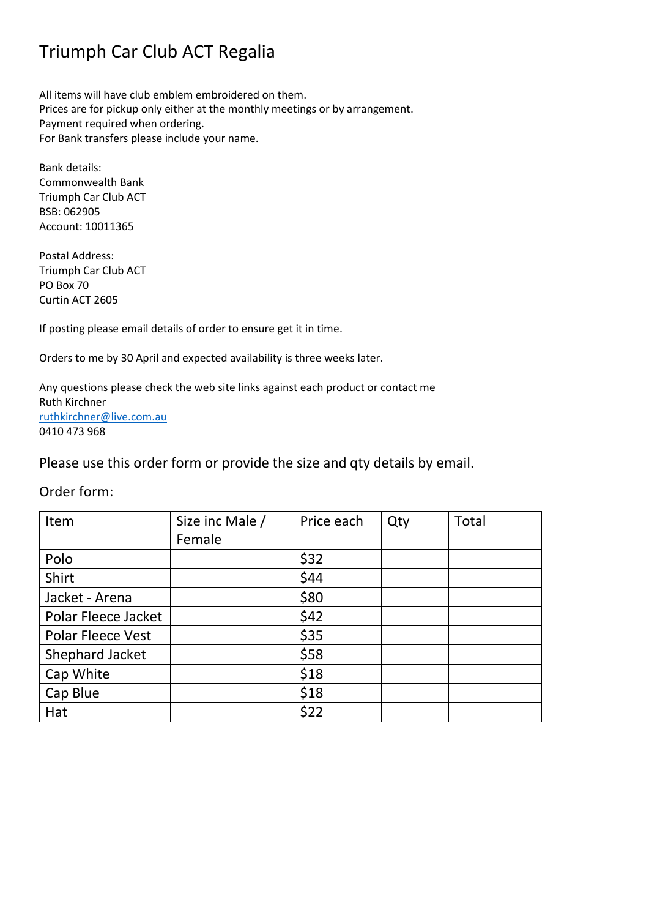# Triumph Car Club ACT Regalia

All items will have club emblem embroidered on them.
Prices are for pickup only either at the monthly meetings or by arrangement.
Payment required when ordering.
For Bank transfers please include your name.

Bank details:
Commonwealth Bank
Triumph Car Club ACT
BSB: 062905
Account: 10011365

Postal Address:
Triumph Car Club ACT
PO Box 70
Curtin ACT 2605

If posting please email details of order to ensure get it in time.

Orders to me by 30 April and expected availability is three weeks later.

Any questions please check the web site links against each product or contact me
Ruth Kirchner
[ruthkirchner@live.com.au](mailto:ruthkirchner@live.com.au)
0410 473 968

## Please use this order form or provide the size and qty details by email.

Order form:

| Item | Size inc Male / Female | Price each | Qty | Total |
|---|---|---|---|---|
| Polo | | $32 | | |
| Shirt | | $44 | | |
| Jacket - Arena | | $80 | | |
| Polar Fleece Jacket | | $42 | | |
| Polar Fleece Vest | | $35 | | |
| Shephard Jacket | | $58 | | |
| Cap White | | $18 | | |
| Cap Blue | | $18 | | |
| Hat | | $22 | | |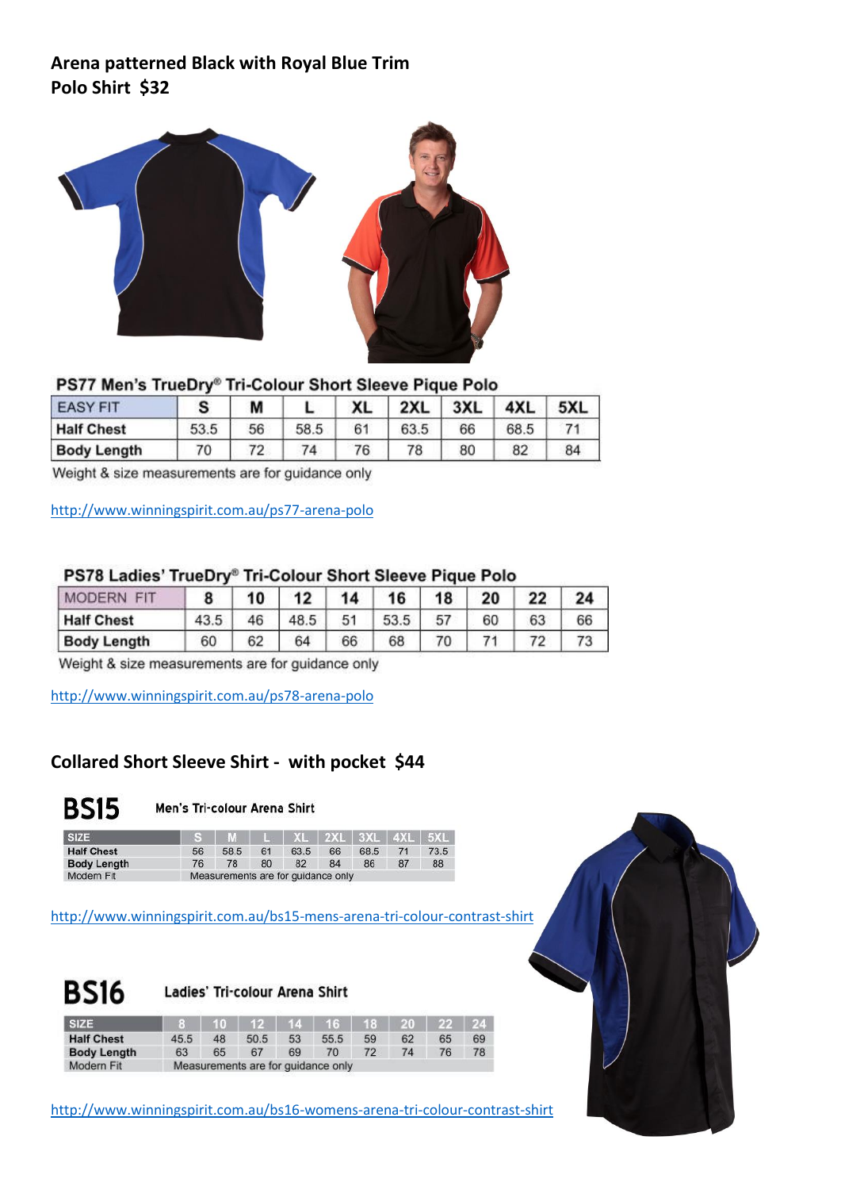**Arena patterned Black with Royal Blue Trim**
**Polo Shirt $32**

**PS77 Men's TrueDry® Tri-Colour Short Sleeve Pique Polo**

| EASY FIT | S | M | L | XL | 2XL | 3XL | 4XL | 5XL |
|---|---|---|---|---|---|---|---|---|
| Half Chest | 53.5 | 56 | 58.5 | 61 | 63.5 | 66 | 68.5 | 71 |
| Body Length | 70 | 72 | 74 | 76 | 78 | 80 | 82 | 84 |

Weight & size measurements are for guidance only

http://www.winningspirit.com.au/ps77-arena-polo

**PS78 Ladies' TrueDry® Tri-Colour Short Sleeve Pique Polo**

| MODERN FIT | 8 | 10 | 12 | 14 | 16 | 18 | 20 | 22 | 24 |
|---|---|---|---|---|---|---|---|---|---|
| Half Chest | 43.5 | 46 | 48.5 | 51 | 53.5 | 57 | 60 | 63 | 66 |
| Body Length | 60 | 62 | 64 | 66 | 68 | 70 | 71 | 72 | 73 |

Weight & size measurements are for guidance only

http://www.winningspirit.com.au/ps78-arena-polo

**Collared Short Sleeve Shirt - with pocket $44**

**BS15** Men's Tri-colour Arena Shirt

| SIZE | S | M | L | XL | 2XL | 3XL | 4XL | 5XL |
|---|---|---|---|---|---|---|---|---|
| Half Chest | 56 | 58.5 | 61 | 63.5 | 66 | 68.5 | 71 | 73.5 |
| Body Length | 76 | 78 | 80 | 82 | 84 | 86 | 87 | 88 |
| Modern Fit | Measurements are for guidance only | | | | | | | |

http://www.winningspirit.com.au/bs15-mens-arena-tri-colour-contrast-shirt

**BS16** Ladies' Tri-colour Arena Shirt

| SIZE | 8 | 10 | 12 | 14 | 16 | 18 | 20 | 22 | 24 |
|---|---|---|---|---|---|---|---|---|---|
| Half Chest | 45.5 | 48 | 50.5 | 53 | 55.5 | 59 | 62 | 65 | 69 |
| Body Length | 63 | 65 | 67 | 69 | 70 | 72 | 74 | 76 | 78 |
| Modern Fit | Measurements are for guidance only | | | | | | | | |

http://www.winningspirit.com.au/bs16-womens-arena-tri-colour-contrast-shirt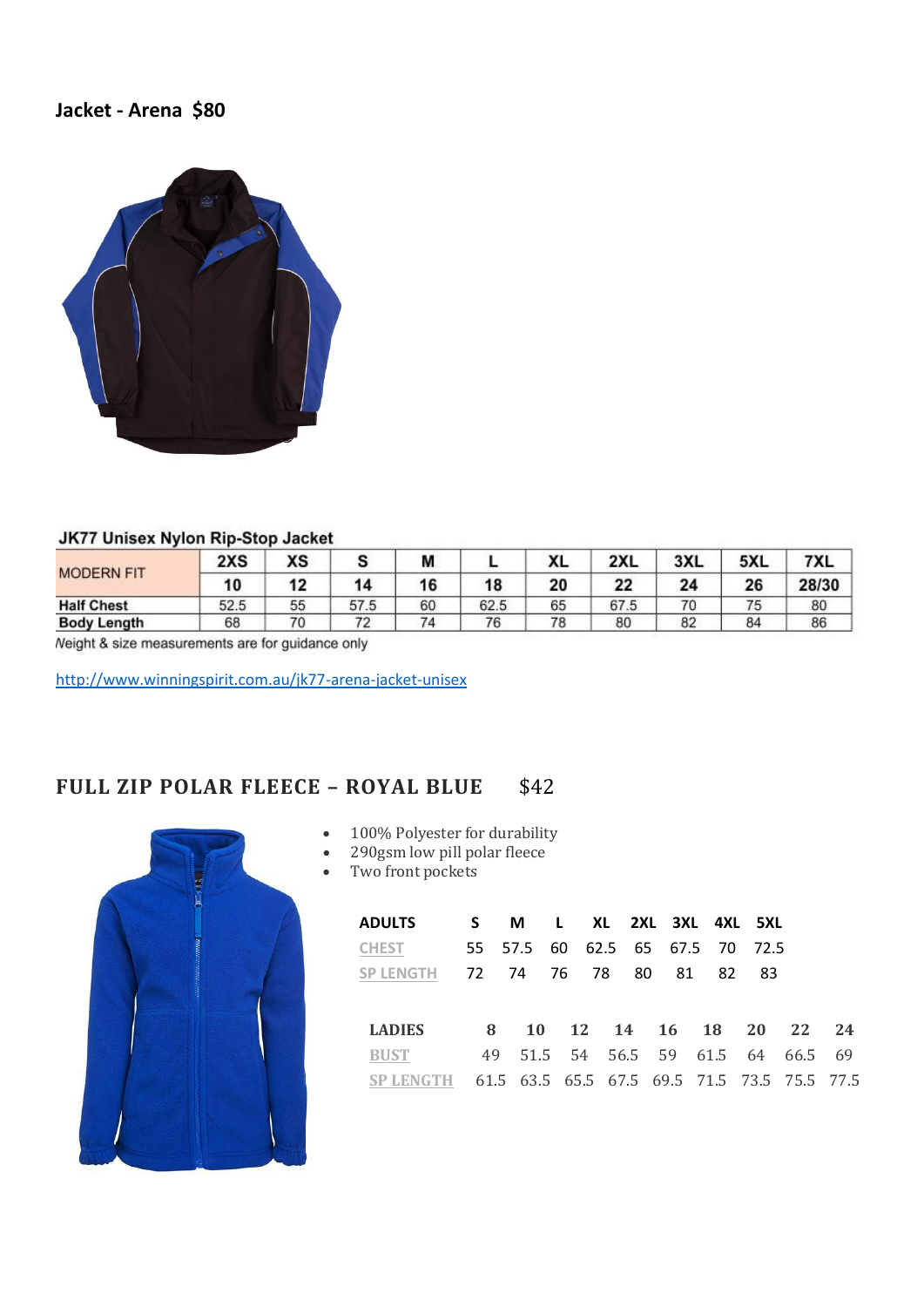**Jacket - Arena $80**

**JK77 Unisex Nylon Rip-Stop Jacket**

| MODERN FIT | 2XS | XS | S | M | L | XL | 2XL | 3XL | 5XL | 7XL |
|---|---|---|---|---|---|---|---|---|---|---|
| | 10 | 12 | 14 | 16 | 18 | 20 | 22 | 24 | 26 | 28/30 |
| Half Chest | 52.5 | 55 | 57.5 | 60 | 62.5 | 65 | 67.5 | 70 | 75 | 80 |
| Body Length | 68 | 70 | 72 | 74 | 76 | 78 | 80 | 82 | 84 | 86 |

Weight & size measurements are for guidance only

http://www.winningspirit.com.au/jk77-arena-jacket-unisex

## FULL ZIP POLAR FLEECE – ROYAL BLUE $42

- 100% Polyester for durability
- 290gsm low pill polar fleece
- Two front pockets

| ADULTS | S | M | L | XL | 2XL | 3XL | 4XL | 5XL |
|---|---|---|---|---|---|---|---|---|
| CHEST | 55 | 57.5 | 60 | 62.5 | 65 | 67.5 | 70 | 72.5 |
| SP LENGTH | 72 | 74 | 76 | 78 | 80 | 81 | 82 | 83 |

| LADIES | 8 | 10 | 12 | 14 | 16 | 18 | 20 | 22 | 24 |
|---|---|---|---|---|---|---|---|---|---|
| BUST | 49 | 51.5 | 54 | 56.5 | 59 | 61.5 | 64 | 66.5 | 69 |
| SP LENGTH | 61.5 | 63.5 | 65.5 | 67.5 | 69.5 | 71.5 | 73.5 | 75.5 | 77.5 |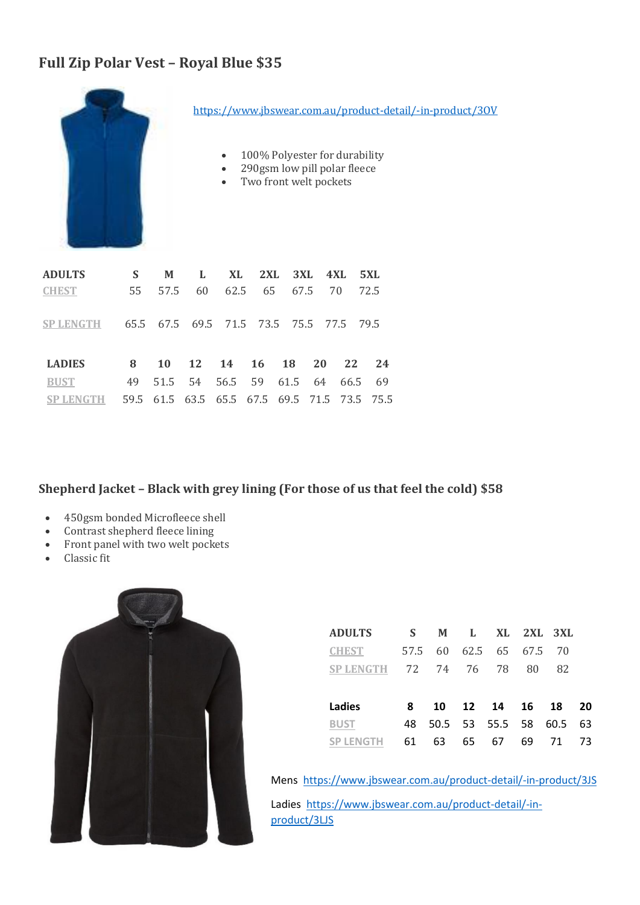## Full Zip Polar Vest – Royal Blue $35

https://www.jbswear.com.au/product-detail/-in-product/3OV

- 100% Polyester for durability
- 290gsm low pill polar fleece
- Two front welt pockets

| ADULTS | S | M | L | XL | 2XL | 3XL | 4XL | 5XL |
|---|---|---|---|---|---|---|---|---|
| CHEST | 55 | 57.5 | 60 | 62.5 | 65 | 67.5 | 70 | 72.5 |
| SP LENGTH | 65.5 | 67.5 | 69.5 | 71.5 | 73.5 | 75.5 | 77.5 | 79.5 |

| LADIES | 8 | 10 | 12 | 14 | 16 | 18 | 20 | 22 | 24 |
|---|---|---|---|---|---|---|---|---|---|
| BUST | 49 | 51.5 | 54 | 56.5 | 59 | 61.5 | 64 | 66.5 | 69 |
| SP LENGTH | 59.5 | 61.5 | 63.5 | 65.5 | 67.5 | 69.5 | 71.5 | 73.5 | 75.5 |

## Shepherd Jacket – Black with grey lining (For those of us that feel the cold) $58

- 450gsm bonded Microfleece shell
- Contrast shepherd fleece lining
- Front panel with two welt pockets
- Classic fit

| ADULTS | S | M | L | XL | 2XL | 3XL |
|---|---|---|---|---|---|---|
| CHEST | 57.5 | 60 | 62.5 | 65 | 67.5 | 70 |
| SP LENGTH | 72 | 74 | 76 | 78 | 80 | 82 |

| Ladies | 8 | 10 | 12 | 14 | 16 | 18 | 20 |
|---|---|---|---|---|---|---|---|
| BUST | 48 | 50.5 | 53 | 55.5 | 58 | 60.5 | 63 |
| SP LENGTH | 61 | 63 | 65 | 67 | 69 | 71 | 73 |

Mens https://www.jbswear.com.au/product-detail/-in-product/3JS

Ladies https://www.jbswear.com.au/product-detail/-in-product/3LJS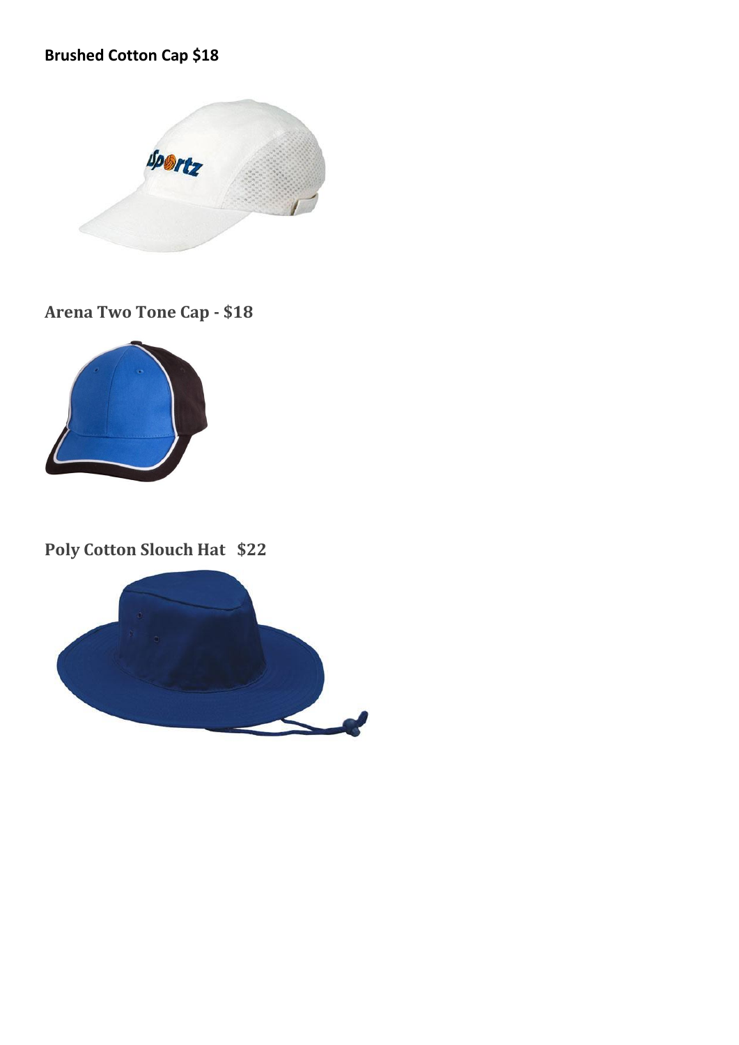**Brushed Cotton Cap $18**

**Arena Two Tone Cap - $18**

**Poly Cotton Slouch Hat   $22**